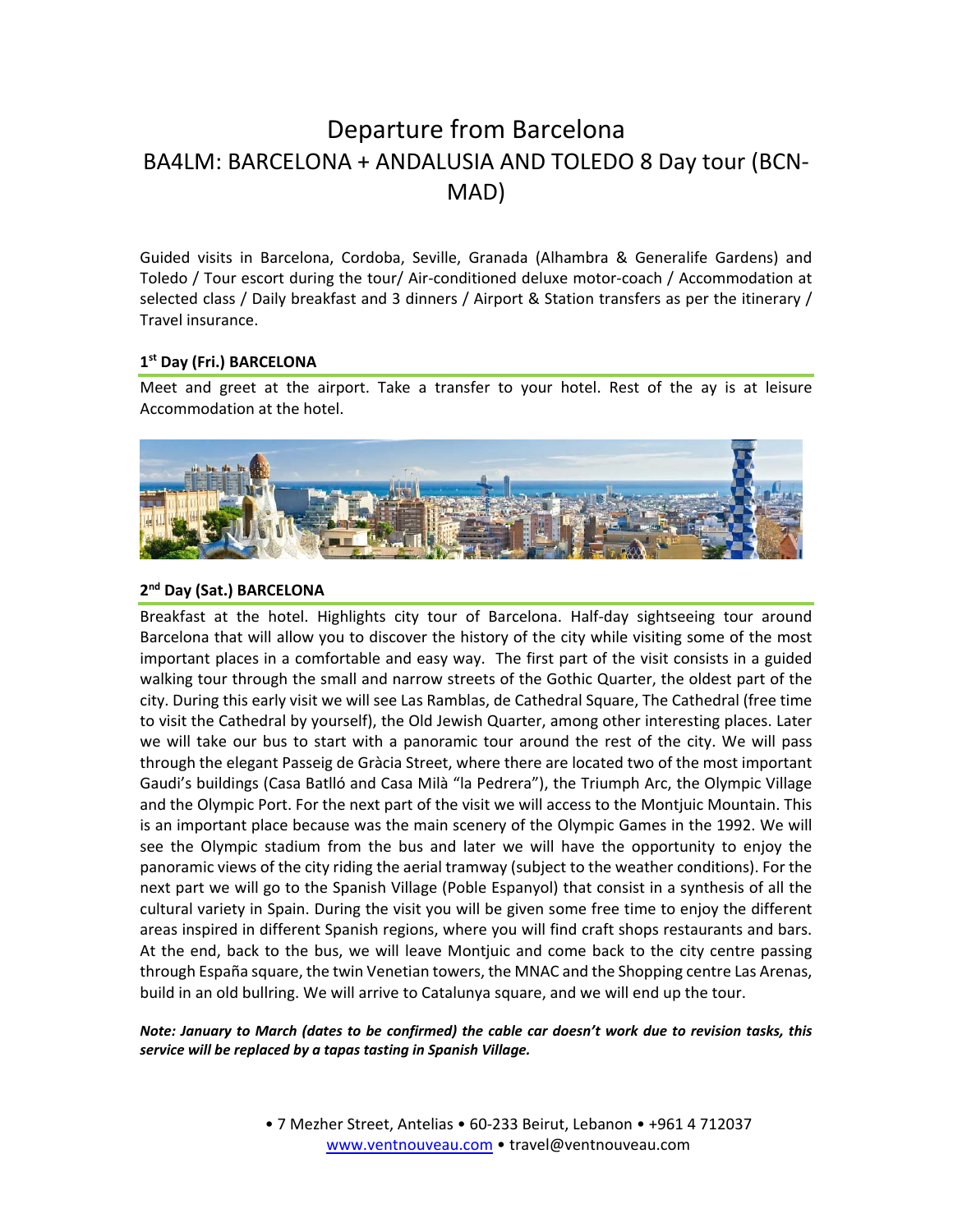# Departure from Barcelona

# BA4LM: BARCELONA + ANDALUSIA AND TOLEDO 8 Day tour (BCN-MAD)

Guided visits in Barcelona, Cordoba, Seville, Granada (Alhambra & Generalife Gardens) and Toledo / Tour escort during the tour/ Air-conditioned deluxe motor-coach / Accommodation at selected class / Daily breakfast and 3 dinners / Airport & Station transfers as per the itinerary / Travel insurance.

### 1st Day (Fri.) BARCELONA

Meet and greet at the airport. Take a transfer to your hotel. Rest of the ay is at leisure Accommodation at the hotel.

### 2nd Day (Sat.) BARCELONA

Breakfast at the hotel. Highlights city tour of Barcelona. Half-day sightseeing tour around Barcelona that will allow you to discover the history of the city while visiting some of the most important places in a comfortable and easy way. The first part of the visit consists in a guided walking tour through the small and narrow streets of the Gothic Quarter, the oldest part of the city. During this early visit we will see Las Ramblas, de Cathedral Square, The Cathedral (free time to visit the Cathedral by yourself), the Old Jewish Quarter, among other interesting places. Later we will take our bus to start with a panoramic tour around the rest of the city. We will pass through the elegant Passeig de Gràcia Street, where there are located two of the most important Gaudi's buildings (Casa Batlló and Casa Milà "la Pedrera"), the Triumph Arc, the Olympic Village and the Olympic Port. For the next part of the visit we will access to the Montjuic Mountain. This is an important place because was the main scenery of the Olympic Games in the 1992. We will see the Olympic stadium from the bus and later we will have the opportunity to enjoy the panoramic views of the city riding the aerial tramway (subject to the weather conditions). For the next part we will go to the Spanish Village (Poble Espanyol) that consist in a synthesis of all the cultural variety in Spain. During the visit you will be given some free time to enjoy the different areas inspired in different Spanish regions, where you will find craft shops restaurants and bars. At the end, back to the bus, we will leave Montjuic and come back to the city centre passing through España square, the twin Venetian towers, the MNAC and the Shopping centre Las Arenas, build in an old bullring. We will arrive to Catalunya square, and we will end up the tour.

***Note: January to March (dates to be confirmed) the cable car doesn't work due to revision tasks, this service will be replaced by a tapas tasting in Spanish Village.***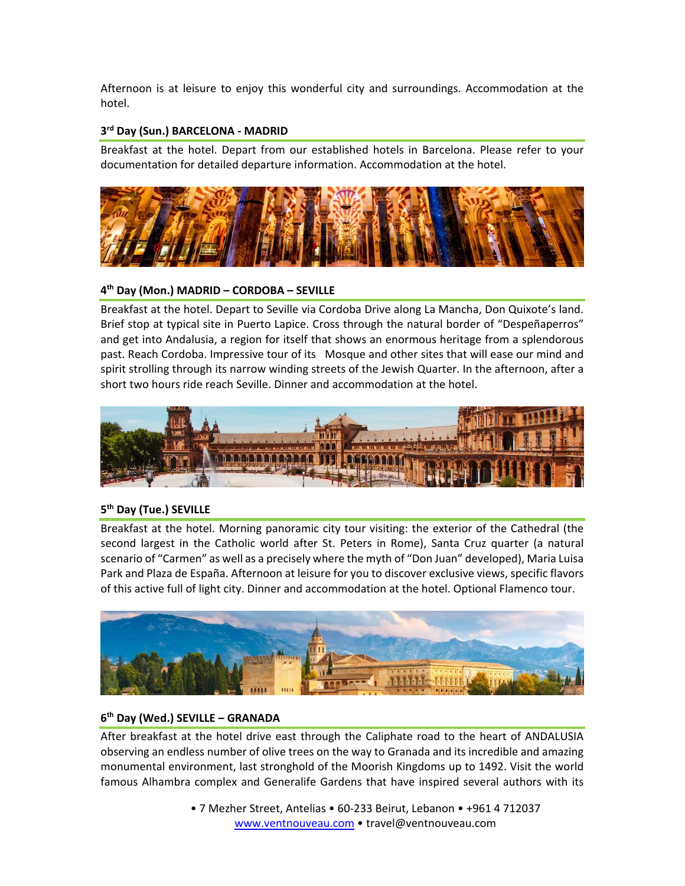Afternoon is at leisure to enjoy this wonderful city and surroundings. Accommodation at the hotel.

### 3rd Day (Sun.) BARCELONA - MADRID

Breakfast at the hotel. Depart from our established hotels in Barcelona. Please refer to your documentation for detailed departure information. Accommodation at the hotel.

### 4th Day (Mon.) MADRID – CORDOBA – SEVILLE

Breakfast at the hotel. Depart to Seville via Cordoba Drive along La Mancha, Don Quixote's land. Brief stop at typical site in Puerto Lapice. Cross through the natural border of "Despeñaperros" and get into Andalusia, a region for itself that shows an enormous heritage from a splendorous past. Reach Cordoba. Impressive tour of its Mosque and other sites that will ease our mind and spirit strolling through its narrow winding streets of the Jewish Quarter. In the afternoon, after a short two hours ride reach Seville. Dinner and accommodation at the hotel.

### 5th Day (Tue.) SEVILLE

Breakfast at the hotel. Morning panoramic city tour visiting: the exterior of the Cathedral (the second largest in the Catholic world after St. Peters in Rome), Santa Cruz quarter (a natural scenario of "Carmen" as well as a precisely where the myth of "Don Juan" developed), Maria Luisa Park and Plaza de España. Afternoon at leisure for you to discover exclusive views, specific flavors of this active full of light city. Dinner and accommodation at the hotel. Optional Flamenco tour.

### 6th Day (Wed.) SEVILLE – GRANADA

After breakfast at the hotel drive east through the Caliphate road to the heart of ANDALUSIA observing an endless number of olive trees on the way to Granada and its incredible and amazing monumental environment, last stronghold of the Moorish Kingdoms up to 1492. Visit the world famous Alhambra complex and Generalife Gardens that have inspired several authors with its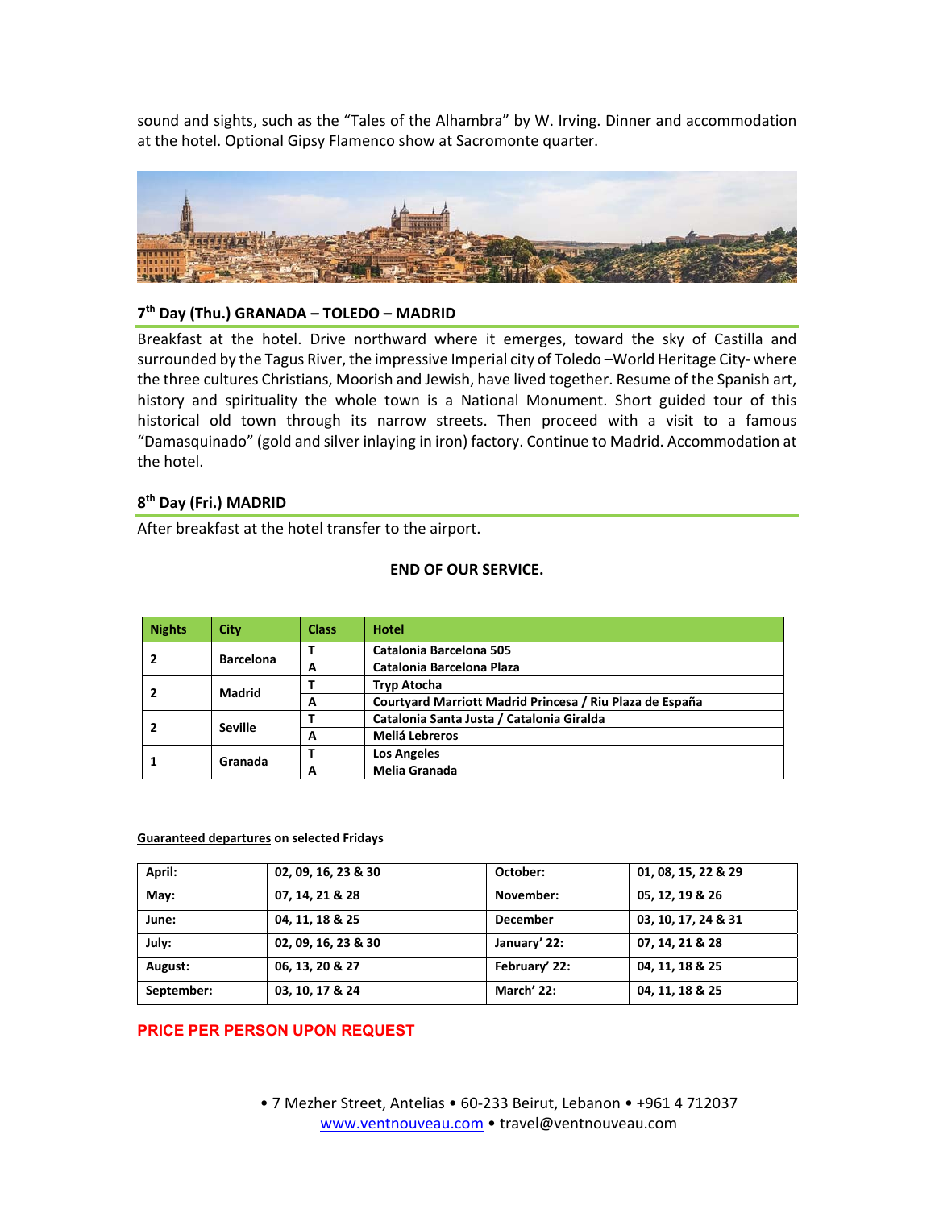sound and sights, such as the "Tales of the Alhambra" by W. Irving. Dinner and accommodation at the hotel. Optional Gipsy Flamenco show at Sacromonte quarter.

### 7th Day (Thu.) GRANADA – TOLEDO – MADRID

Breakfast at the hotel. Drive northward where it emerges, toward the sky of Castilla and surrounded by the Tagus River, the impressive Imperial city of Toledo –World Heritage City- where the three cultures Christians, Moorish and Jewish, have lived together. Resume of the Spanish art, history and spirituality the whole town is a National Monument. Short guided tour of this historical old town through its narrow streets. Then proceed with a visit to a famous "Damasquinado" (gold and silver inlaying in iron) factory. Continue to Madrid. Accommodation at the hotel.

### 8th Day (Fri.) MADRID

After breakfast at the hotel transfer to the airport.

**END OF OUR SERVICE.**

| Nights | City | Class | Hotel |
|---|---|---|---|
| 2 | Barcelona | T | Catalonia Barcelona 505 |
| | | A | Catalonia Barcelona Plaza |
| 2 | Madrid | T | Tryp Atocha |
| | | A | Courtyard Marriott Madrid Princesa / Riu Plaza de España |
| 2 | Seville | T | Catalonia Santa Justa / Catalonia Giralda |
| | | A | Meliá Lebreros |
| 1 | Granada | T | Los Angeles |
| | | A | Melia Granada |

**Guaranteed departures on selected Fridays**

| | | | |
|---|---|---|---|
| April: | 02, 09, 16, 23 & 30 | October: | 01, 08, 15, 22 & 29 |
| May: | 07, 14, 21 & 28 | November: | 05, 12, 19 & 26 |
| June: | 04, 11, 18 & 25 | December | 03, 10, 17, 24 & 31 |
| July: | 02, 09, 16, 23 & 30 | January' 22: | 07, 14, 21 & 28 |
| August: | 06, 13, 20 & 27 | February' 22: | 04, 11, 18 & 25 |
| September: | 03, 10, 17 & 24 | March' 22: | 04, 11, 18 & 25 |

**PRICE PER PERSON UPON REQUEST**

• 7 Mezher Street, Antelias • 60-233 Beirut, Lebanon • +961 4 712037
www.ventnouveau.com • travel@ventnouveau.com